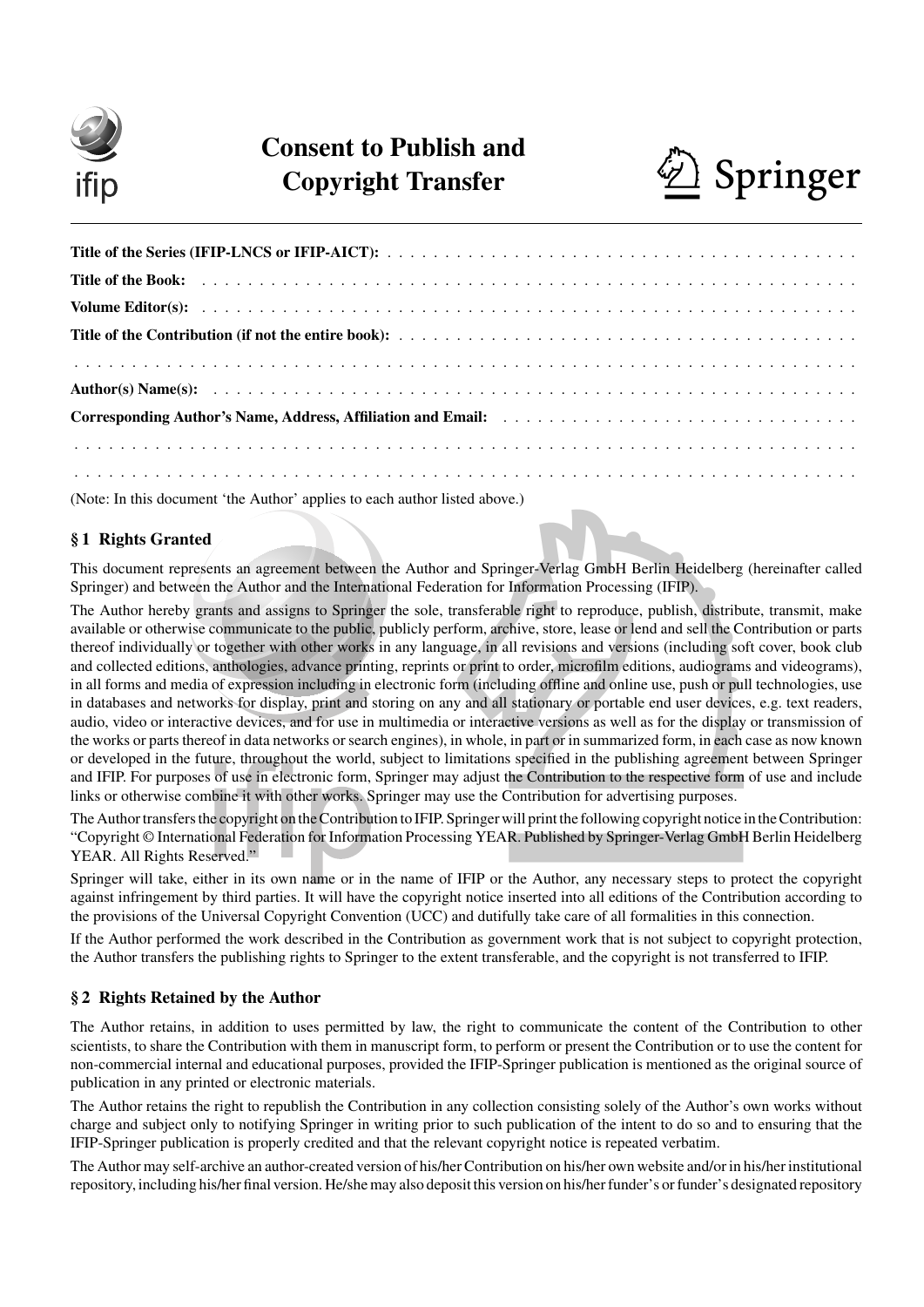# Consent to Publish and Copyright Transfer

ifip

Springer

**Title of the Series (IFIP-LNCS or IFIP-AICT):** . . . . . . . . . . . . . . . . . . . . . . . . . . . . . . . . . . . . . . . .

**Title of the Book:** . . . . . . . . . . . . . . . . . . . . . . . . . . . . . . . . . . . . . . . . . . . . . . . . . . . . . . . .

**Volume Editor(s):** . . . . . . . . . . . . . . . . . . . . . . . . . . . . . . . . . . . . . . . . . . . . . . . . . . . . . . . .

**Title of the Contribution (if not the entire book):** . . . . . . . . . . . . . . . . . . . . . . . . . . . . . . . . . . . . . . . .

. . . . . . . . . . . . . . . . . . . . . . . . . . . . . . . . . . . . . . . . . . . . . . . . . . . . . . . . . . . . . . . .

**Author(s) Name(s):** . . . . . . . . . . . . . . . . . . . . . . . . . . . . . . . . . . . . . . . . . . . . . . . . . . . . . . . .

**Corresponding Author's Name, Address, Affiliation and Email:** . . . . . . . . . . . . . . . . . . . . . . . . . . . . . . . .

. . . . . . . . . . . . . . . . . . . . . . . . . . . . . . . . . . . . . . . . . . . . . . . . . . . . . . . . . . . . . . . .

. . . . . . . . . . . . . . . . . . . . . . . . . . . . . . . . . . . . . . . . . . . . . . . . . . . . . . . . . . . . . . . .

(Note: In this document 'the Author' applies to each author listed above.)

## § 1 Rights Granted

This document represents an agreement between the Author and Springer-Verlag GmbH Berlin Heidelberg (hereinafter called Springer) and between the Author and the International Federation for Information Processing (IFIP).

The Author hereby grants and assigns to Springer the sole, transferable right to reproduce, publish, distribute, transmit, make available or otherwise communicate to the public, publicly perform, archive, store, lease or lend and sell the Contribution or parts thereof individually or together with other works in any language, in all revisions and versions (including soft cover, book club and collected editions, anthologies, advance printing, reprints or print to order, microfilm editions, audiograms and videograms), in all forms and media of expression including in electronic form (including offline and online use, push or pull technologies, use in databases and networks for display, print and storing on any and all stationary or portable end user devices, e.g. text readers, audio, video or interactive devices, and for use in multimedia or interactive versions as well as for the display or transmission of the works or parts thereof in data networks or search engines), in whole, in part or in summarized form, in each case as now known or developed in the future, throughout the world, subject to limitations specified in the publishing agreement between Springer and IFIP. For purposes of use in electronic form, Springer may adjust the Contribution to the respective form of use and include links or otherwise combine it with other works. Springer may use the Contribution for advertising purposes.

The Author transfers the copyright on the Contribution to IFIP. Springer will print the following copyright notice in the Contribution: "Copyright © International Federation for Information Processing YEAR. Published by Springer-Verlag GmbH Berlin Heidelberg YEAR. All Rights Reserved."

Springer will take, either in its own name or in the name of IFIP or the Author, any necessary steps to protect the copyright against infringement by third parties. It will have the copyright notice inserted into all editions of the Contribution according to the provisions of the Universal Copyright Convention (UCC) and dutifully take care of all formalities in this connection.

If the Author performed the work described in the Contribution as government work that is not subject to copyright protection, the Author transfers the publishing rights to Springer to the extent transferable, and the copyright is not transferred to IFIP.

## § 2 Rights Retained by the Author

The Author retains, in addition to uses permitted by law, the right to communicate the content of the Contribution to other scientists, to share the Contribution with them in manuscript form, to perform or present the Contribution or to use the content for non-commercial internal and educational purposes, provided the IFIP-Springer publication is mentioned as the original source of publication in any printed or electronic materials.

The Author retains the right to republish the Contribution in any collection consisting solely of the Author's own works without charge and subject only to notifying Springer in writing prior to such publication of the intent to do so and to ensuring that the IFIP-Springer publication is properly credited and that the relevant copyright notice is repeated verbatim.

The Author may self-archive an author-created version of his/her Contribution on his/her own website and/or in his/her institutional repository, including his/her final version. He/she may also deposit this version on his/her funder's or funder's designated repository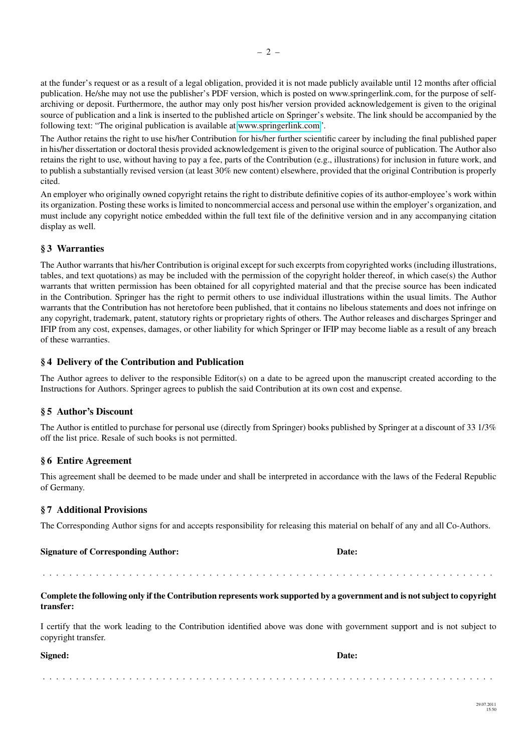at the funder's request or as a result of a legal obligation, provided it is not made publicly available until 12 months after official publication. He/she may not use the publisher's PDF version, which is posted on www.springerlink.com, for the purpose of self-archiving or deposit. Furthermore, the author may only post his/her version provided acknowledgement is given to the original source of publication and a link is inserted to the published article on Springer's website. The link should be accompanied by the following text: "The original publication is available at www.springerlink.com".

The Author retains the right to use his/her Contribution for his/her further scientific career by including the final published paper in his/her dissertation or doctoral thesis provided acknowledgement is given to the original source of publication. The Author also retains the right to use, without having to pay a fee, parts of the Contribution (e.g., illustrations) for inclusion in future work, and to publish a substantially revised version (at least 30% new content) elsewhere, provided that the original Contribution is properly cited.

An employer who originally owned copyright retains the right to distribute definitive copies of its author-employee's work within its organization. Posting these works is limited to noncommercial access and personal use within the employer's organization, and must include any copyright notice embedded within the full text file of the definitive version and in any accompanying citation display as well.

## § 3 Warranties

The Author warrants that his/her Contribution is original except for such excerpts from copyrighted works (including illustrations, tables, and text quotations) as may be included with the permission of the copyright holder thereof, in which case(s) the Author warrants that written permission has been obtained for all copyrighted material and that the precise source has been indicated in the Contribution. Springer has the right to permit others to use individual illustrations within the usual limits. The Author warrants that the Contribution has not heretofore been published, that it contains no libelous statements and does not infringe on any copyright, trademark, patent, statutory rights or proprietary rights of others. The Author releases and discharges Springer and IFIP from any cost, expenses, damages, or other liability for which Springer or IFIP may become liable as a result of any breach of these warranties.

## § 4 Delivery of the Contribution and Publication

The Author agrees to deliver to the responsible Editor(s) on a date to be agreed upon the manuscript created according to the Instructions for Authors. Springer agrees to publish the said Contribution at its own cost and expense.

## § 5 Author's Discount

The Author is entitled to purchase for personal use (directly from Springer) books published by Springer at a discount of 33 1/3% off the list price. Resale of such books is not permitted.

## § 6 Entire Agreement

This agreement shall be deemed to be made under and shall be interpreted in accordance with the laws of the Federal Republic of Germany.

## § 7 Additional Provisions

The Corresponding Author signs for and accepts responsibility for releasing this material on behalf of any and all Co-Authors.

**Signature of Corresponding Author:** **Date:**

. . . . . . . . . . . . . . . . . . . . . . . . . . . . . . . . . . . . . . . . . . . . . . . . . . . . . . . . . . . . . . . . . . . . .

**Complete the following only if the Contribution represents work supported by a government and is not subject to copyright transfer:**

I certify that the work leading to the Contribution identified above was done with government support and is not subject to copyright transfer.

**Signed:** **Date:**

. . . . . . . . . . . . . . . . . . . . . . . . . . . . . . . . . . . . . . . . . . . . . . . . . . . . . . . . . . . . . . . . . . . . .

29.07.2011
15:50